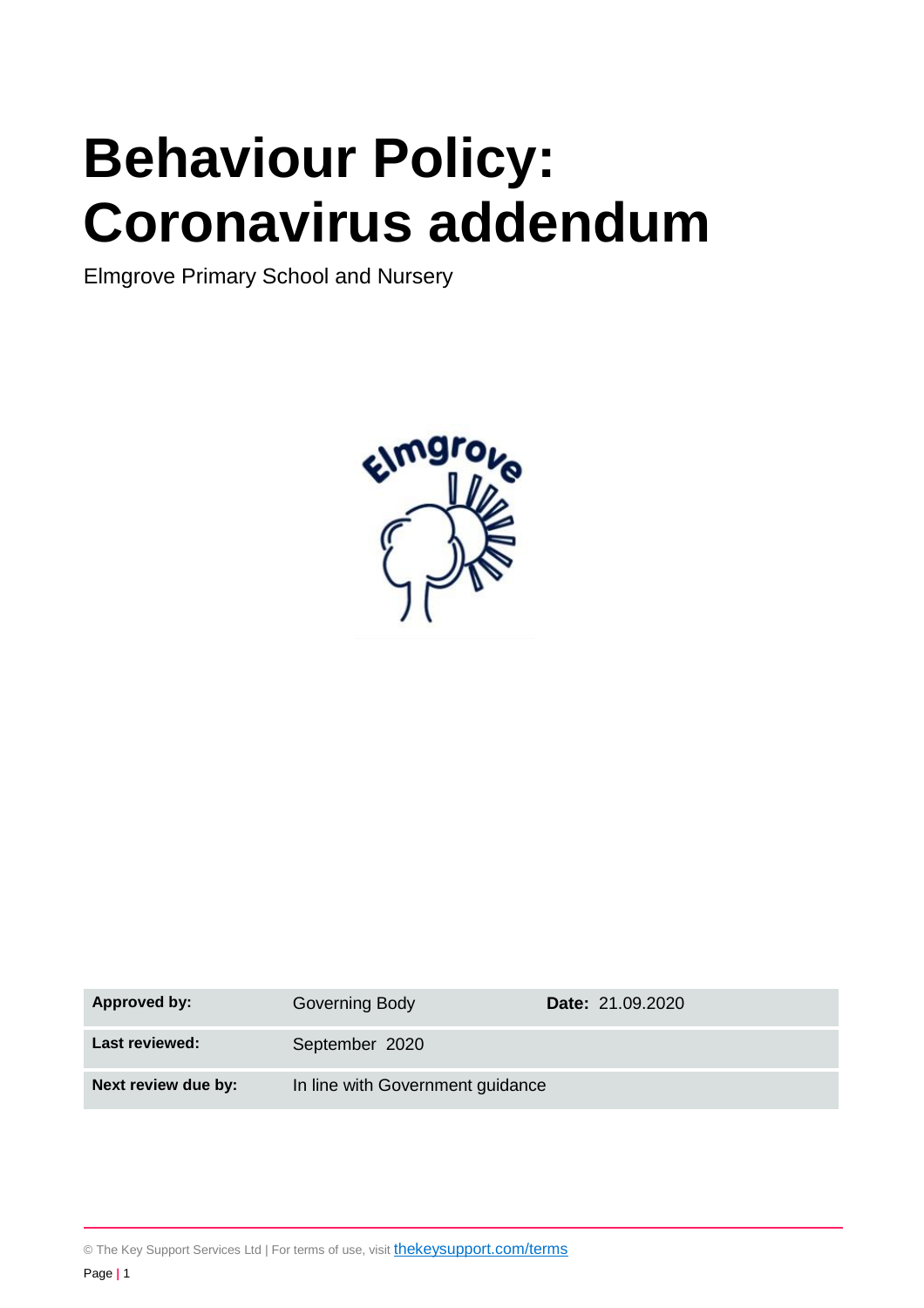# Behaviour Policy: Coronavirus addendum

Elmgrove Primary School and Nursery

| Approved by: | Governing Body | Date: 21.09.2020 |
|---|---|---|
| Last reviewed: | September 2020 | |
| Next review due by: | In line with Government guidance | |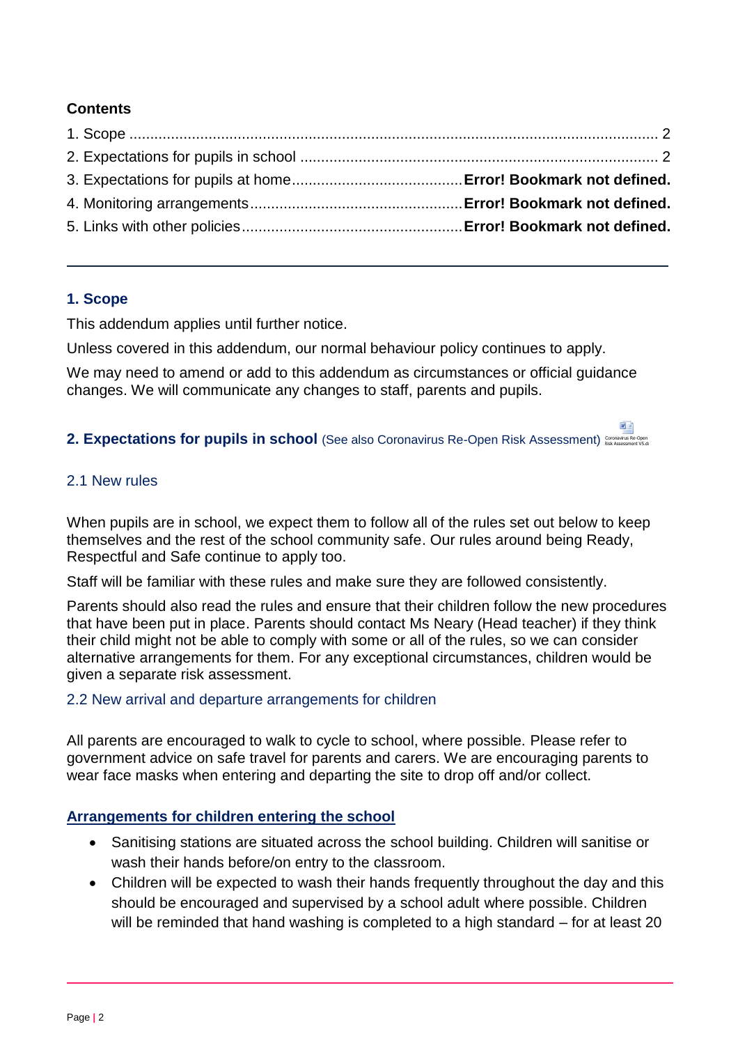**Contents**

1. Scope ........................................................................................................................ 2
2. Expectations for pupils in school ............................................................................. 2
3. Expectations for pupils at home........................................**Error! Bookmark not defined.**
4. Monitoring arrangements..................................................**Error! Bookmark not defined.**
5. Links with other policies....................................................**Error! Bookmark not defined.**

---

## 1. Scope

This addendum applies until further notice.

Unless covered in this addendum, our normal behaviour policy continues to apply.

We may need to amend or add to this addendum as circumstances or official guidance changes. We will communicate any changes to staff, parents and pupils.

## 2. Expectations for pupils in school (See also Coronavirus Re-Open Risk Assessment)

Coronavirus Re-Open Risk Assessment V5.d

### 2.1 New rules

When pupils are in school, we expect them to follow all of the rules set out below to keep themselves and the rest of the school community safe. Our rules around being Ready, Respectful and Safe continue to apply too.

Staff will be familiar with these rules and make sure they are followed consistently.

Parents should also read the rules and ensure that their children follow the new procedures that have been put in place. Parents should contact Ms Neary (Head teacher) if they think their child might not be able to comply with some or all of the rules, so we can consider alternative arrangements for them. For any exceptional circumstances, children would be given a separate risk assessment.

### 2.2 New arrival and departure arrangements for children

All parents are encouraged to walk to cycle to school, where possible. Please refer to government advice on safe travel for parents and carers. We are encouraging parents to wear face masks when entering and departing the site to drop off and/or collect.

**Arrangements for children entering the school**

- Sanitising stations are situated across the school building. Children will sanitise or wash their hands before/on entry to the classroom.
- Children will be expected to wash their hands frequently throughout the day and this should be encouraged and supervised by a school adult where possible. Children will be reminded that hand washing is completed to a high standard – for at least 20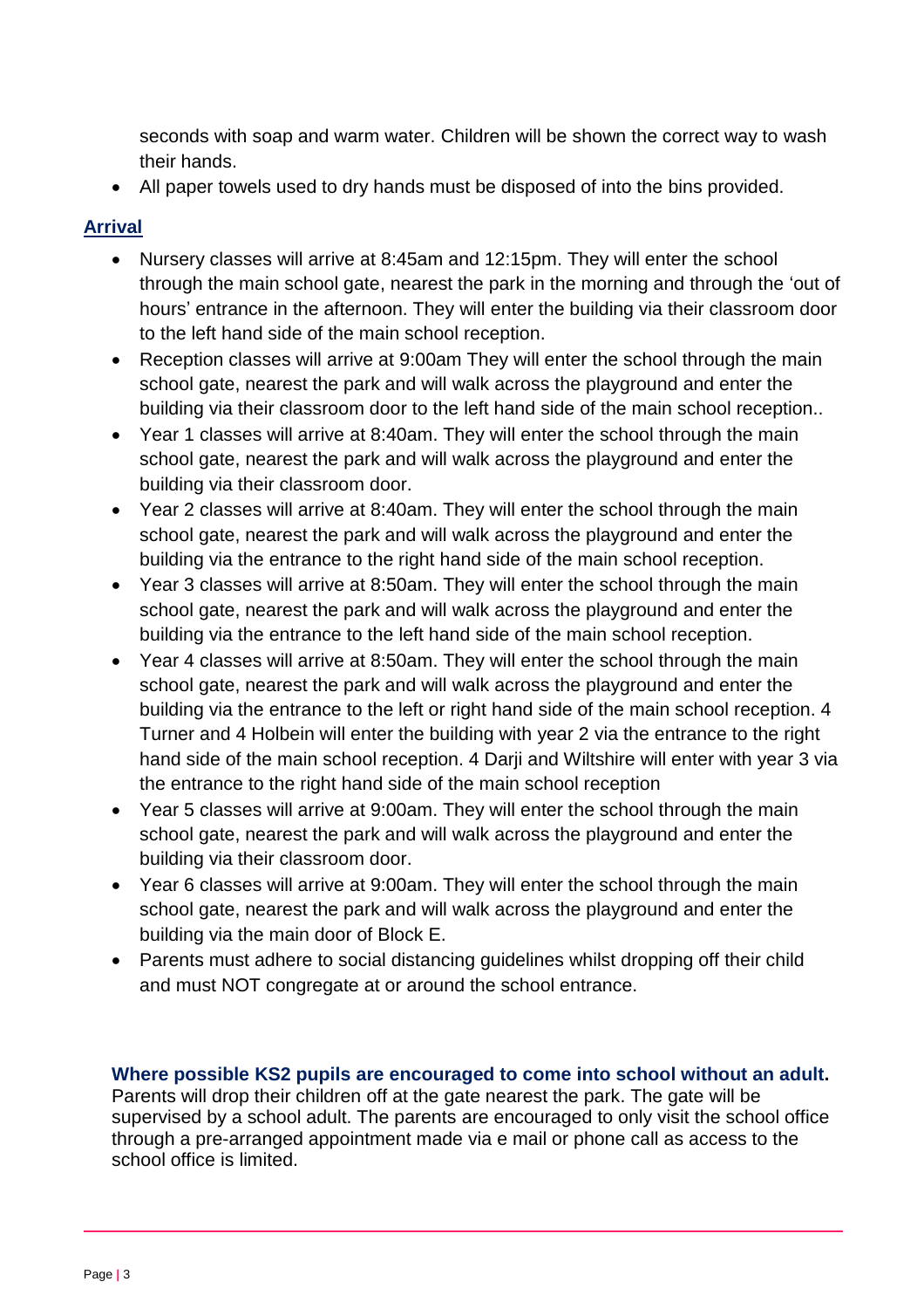seconds with soap and warm water. Children will be shown the correct way to wash their hands.

- All paper towels used to dry hands must be disposed of into the bins provided.

## Arrival

- Nursery classes will arrive at 8:45am and 12:15pm. They will enter the school through the main school gate, nearest the park in the morning and through the 'out of hours' entrance in the afternoon. They will enter the building via their classroom door to the left hand side of the main school reception.
- Reception classes will arrive at 9:00am They will enter the school through the main school gate, nearest the park and will walk across the playground and enter the building via their classroom door to the left hand side of the main school reception..
- Year 1 classes will arrive at 8:40am. They will enter the school through the main school gate, nearest the park and will walk across the playground and enter the building via their classroom door.
- Year 2 classes will arrive at 8:40am. They will enter the school through the main school gate, nearest the park and will walk across the playground and enter the building via the entrance to the right hand side of the main school reception.
- Year 3 classes will arrive at 8:50am. They will enter the school through the main school gate, nearest the park and will walk across the playground and enter the building via the entrance to the left hand side of the main school reception.
- Year 4 classes will arrive at 8:50am. They will enter the school through the main school gate, nearest the park and will walk across the playground and enter the building via the entrance to the left or right hand side of the main school reception. 4 Turner and 4 Holbein will enter the building with year 2 via the entrance to the right hand side of the main school reception. 4 Darji and Wiltshire will enter with year 3 via the entrance to the right hand side of the main school reception
- Year 5 classes will arrive at 9:00am. They will enter the school through the main school gate, nearest the park and will walk across the playground and enter the building via their classroom door.
- Year 6 classes will arrive at 9:00am. They will enter the school through the main school gate, nearest the park and will walk across the playground and enter the building via the main door of Block E.
- Parents must adhere to social distancing guidelines whilst dropping off their child and must NOT congregate at or around the school entrance.

**Where possible KS2 pupils are encouraged to come into school without an adult.**
Parents will drop their children off at the gate nearest the park. The gate will be supervised by a school adult. The parents are encouraged to only visit the school office through a pre-arranged appointment made via e mail or phone call as access to the school office is limited.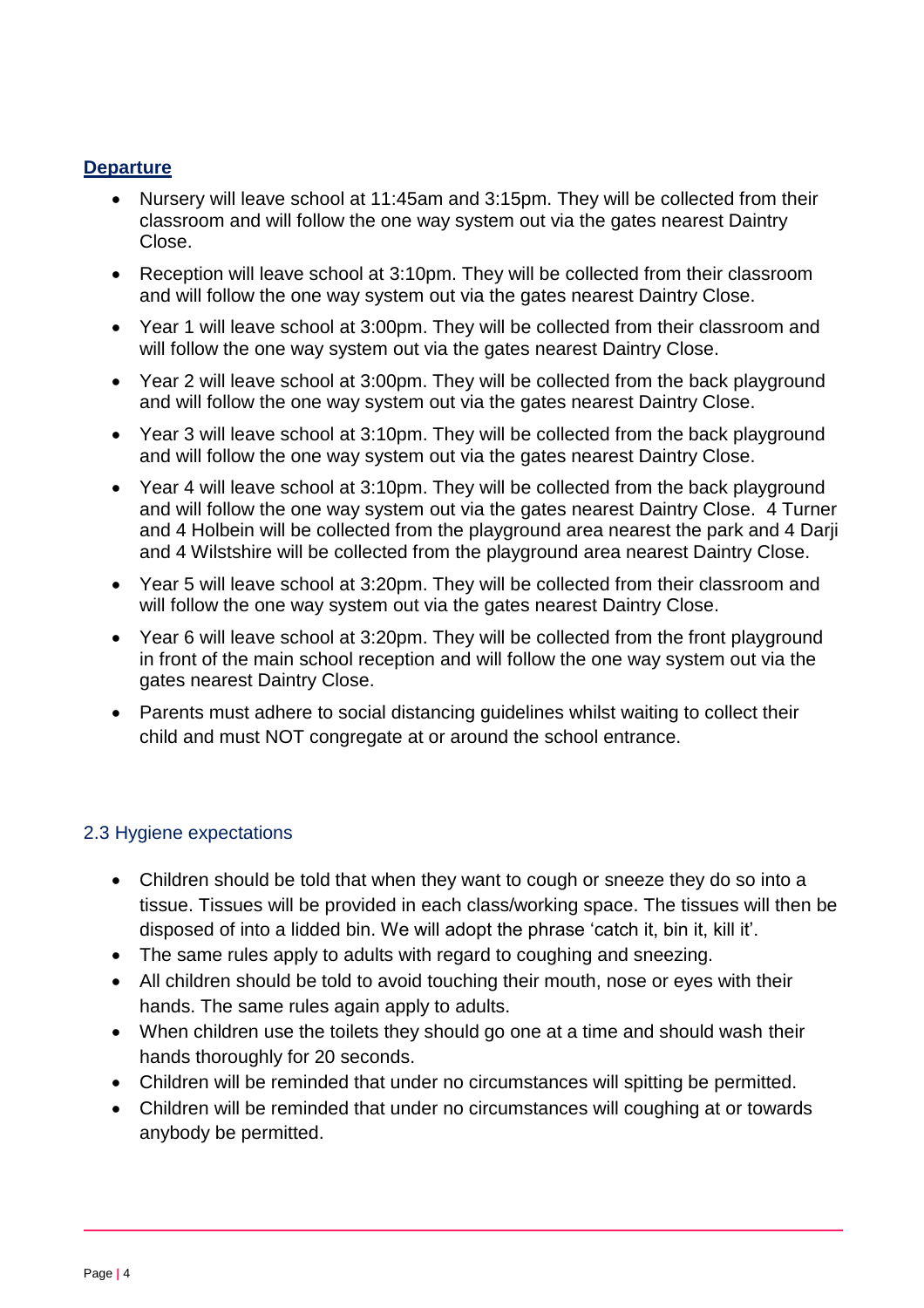## **Departure**

- Nursery will leave school at 11:45am and 3:15pm. They will be collected from their classroom and will follow the one way system out via the gates nearest Daintry Close.
- Reception will leave school at 3:10pm. They will be collected from their classroom and will follow the one way system out via the gates nearest Daintry Close.
- Year 1 will leave school at 3:00pm. They will be collected from their classroom and will follow the one way system out via the gates nearest Daintry Close.
- Year 2 will leave school at 3:00pm. They will be collected from the back playground and will follow the one way system out via the gates nearest Daintry Close.
- Year 3 will leave school at 3:10pm. They will be collected from the back playground and will follow the one way system out via the gates nearest Daintry Close.
- Year 4 will leave school at 3:10pm. They will be collected from the back playground and will follow the one way system out via the gates nearest Daintry Close. 4 Turner and 4 Holbein will be collected from the playground area nearest the park and 4 Darji and 4 Wilstshire will be collected from the playground area nearest Daintry Close.
- Year 5 will leave school at 3:20pm. They will be collected from their classroom and will follow the one way system out via the gates nearest Daintry Close.
- Year 6 will leave school at 3:20pm. They will be collected from the front playground in front of the main school reception and will follow the one way system out via the gates nearest Daintry Close.
- Parents must adhere to social distancing guidelines whilst waiting to collect their child and must NOT congregate at or around the school entrance.

## 2.3 Hygiene expectations

- Children should be told that when they want to cough or sneeze they do so into a tissue. Tissues will be provided in each class/working space. The tissues will then be disposed of into a lidded bin. We will adopt the phrase 'catch it, bin it, kill it'.
- The same rules apply to adults with regard to coughing and sneezing.
- All children should be told to avoid touching their mouth, nose or eyes with their hands. The same rules again apply to adults.
- When children use the toilets they should go one at a time and should wash their hands thoroughly for 20 seconds.
- Children will be reminded that under no circumstances will spitting be permitted.
- Children will be reminded that under no circumstances will coughing at or towards anybody be permitted.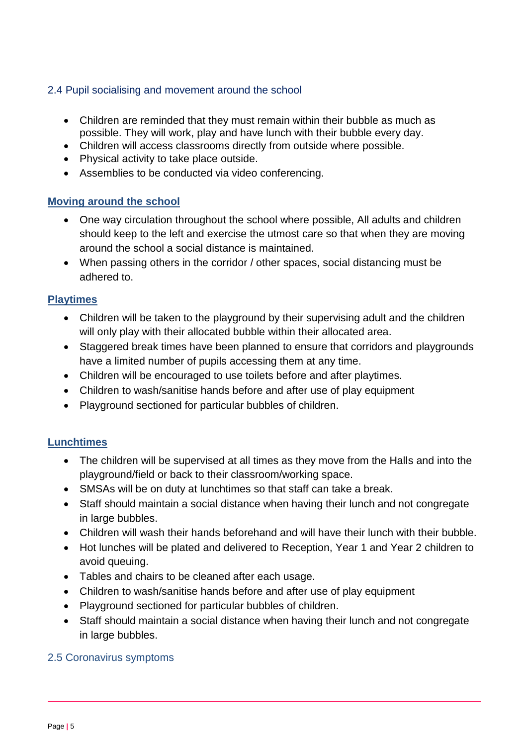## 2.4 Pupil socialising and movement around the school

- Children are reminded that they must remain within their bubble as much as possible. They will work, play and have lunch with their bubble every day.
- Children will access classrooms directly from outside where possible.
- Physical activity to take place outside.
- Assemblies to be conducted via video conferencing.

### Moving around the school

- One way circulation throughout the school where possible, All adults and children should keep to the left and exercise the utmost care so that when they are moving around the school a social distance is maintained.
- When passing others in the corridor / other spaces, social distancing must be adhered to.

### Playtimes

- Children will be taken to the playground by their supervising adult and the children will only play with their allocated bubble within their allocated area.
- Staggered break times have been planned to ensure that corridors and playgrounds have a limited number of pupils accessing them at any time.
- Children will be encouraged to use toilets before and after playtimes.
- Children to wash/sanitise hands before and after use of play equipment
- Playground sectioned for particular bubbles of children.

### Lunchtimes

- The children will be supervised at all times as they move from the Halls and into the playground/field or back to their classroom/working space.
- SMSAs will be on duty at lunchtimes so that staff can take a break.
- Staff should maintain a social distance when having their lunch and not congregate in large bubbles.
- Children will wash their hands beforehand and will have their lunch with their bubble.
- Hot lunches will be plated and delivered to Reception, Year 1 and Year 2 children to avoid queuing.
- Tables and chairs to be cleaned after each usage.
- Children to wash/sanitise hands before and after use of play equipment
- Playground sectioned for particular bubbles of children.
- Staff should maintain a social distance when having their lunch and not congregate in large bubbles.

## 2.5 Coronavirus symptoms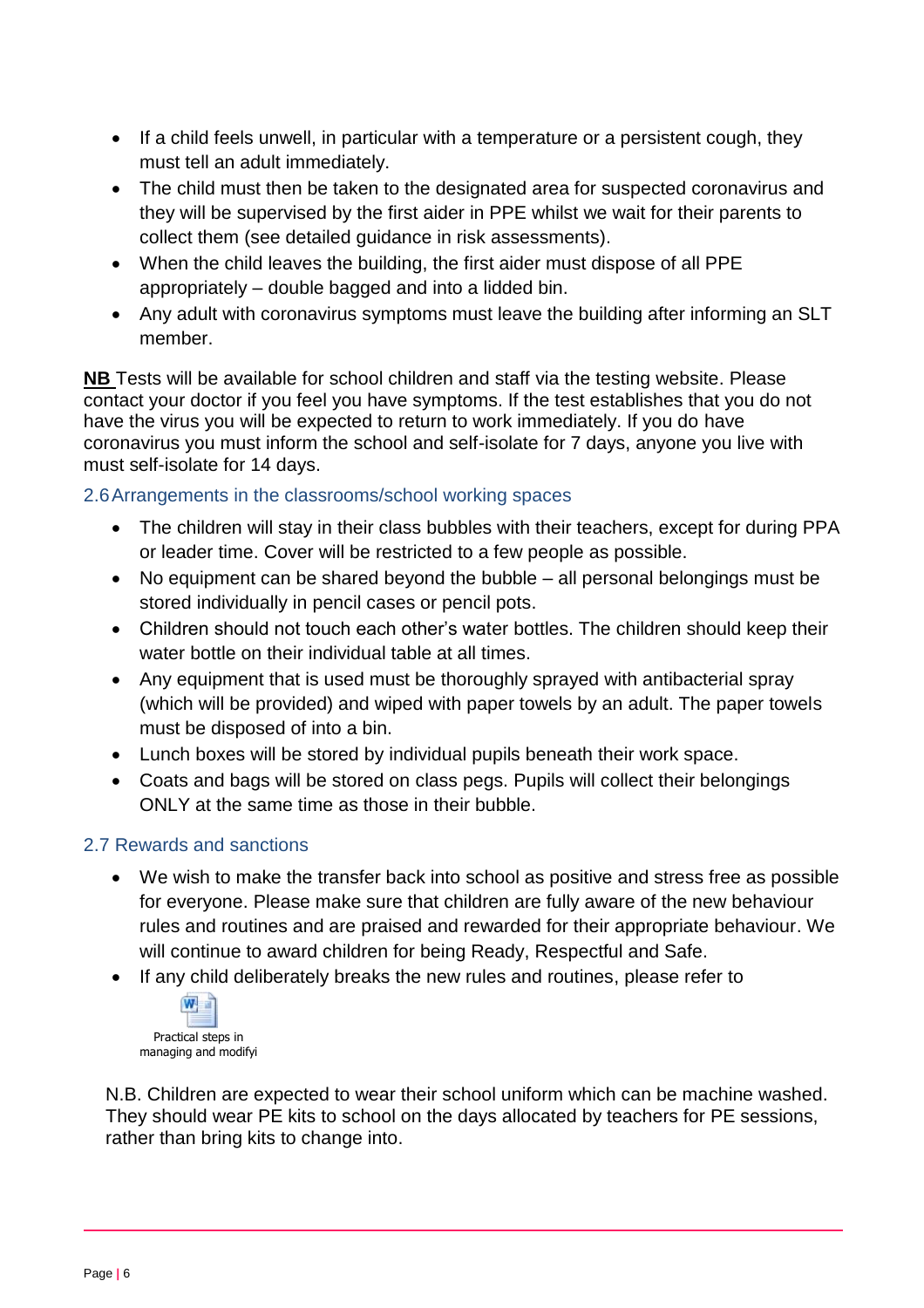- If a child feels unwell, in particular with a temperature or a persistent cough, they must tell an adult immediately.
- The child must then be taken to the designated area for suspected coronavirus and they will be supervised by the first aider in PPE whilst we wait for their parents to collect them (see detailed guidance in risk assessments).
- When the child leaves the building, the first aider must dispose of all PPE appropriately – double bagged and into a lidded bin.
- Any adult with coronavirus symptoms must leave the building after informing an SLT member.

**NB** Tests will be available for school children and staff via the testing website. Please contact your doctor if you feel you have symptoms. If the test establishes that you do not have the virus you will be expected to return to work immediately. If you do have coronavirus you must inform the school and self-isolate for 7 days, anyone you live with must self-isolate for 14 days.

### 2.6 Arrangements in the classrooms/school working spaces

- The children will stay in their class bubbles with their teachers, except for during PPA or leader time. Cover will be restricted to a few people as possible.
- No equipment can be shared beyond the bubble – all personal belongings must be stored individually in pencil cases or pencil pots.
- Children should not touch each other's water bottles. The children should keep their water bottle on their individual table at all times.
- Any equipment that is used must be thoroughly sprayed with antibacterial spray (which will be provided) and wiped with paper towels by an adult. The paper towels must be disposed of into a bin.
- Lunch boxes will be stored by individual pupils beneath their work space.
- Coats and bags will be stored on class pegs. Pupils will collect their belongings ONLY at the same time as those in their bubble.

### 2.7 Rewards and sanctions

- We wish to make the transfer back into school as positive and stress free as possible for everyone. Please make sure that children are fully aware of the new behaviour rules and routines and are praised and rewarded for their appropriate behaviour. We will continue to award children for being Ready, Respectful and Safe.
- If any child deliberately breaks the new rules and routines, please refer to

  Practical steps in managing and modifyi

N.B. Children are expected to wear their school uniform which can be machine washed. They should wear PE kits to school on the days allocated by teachers for PE sessions, rather than bring kits to change into.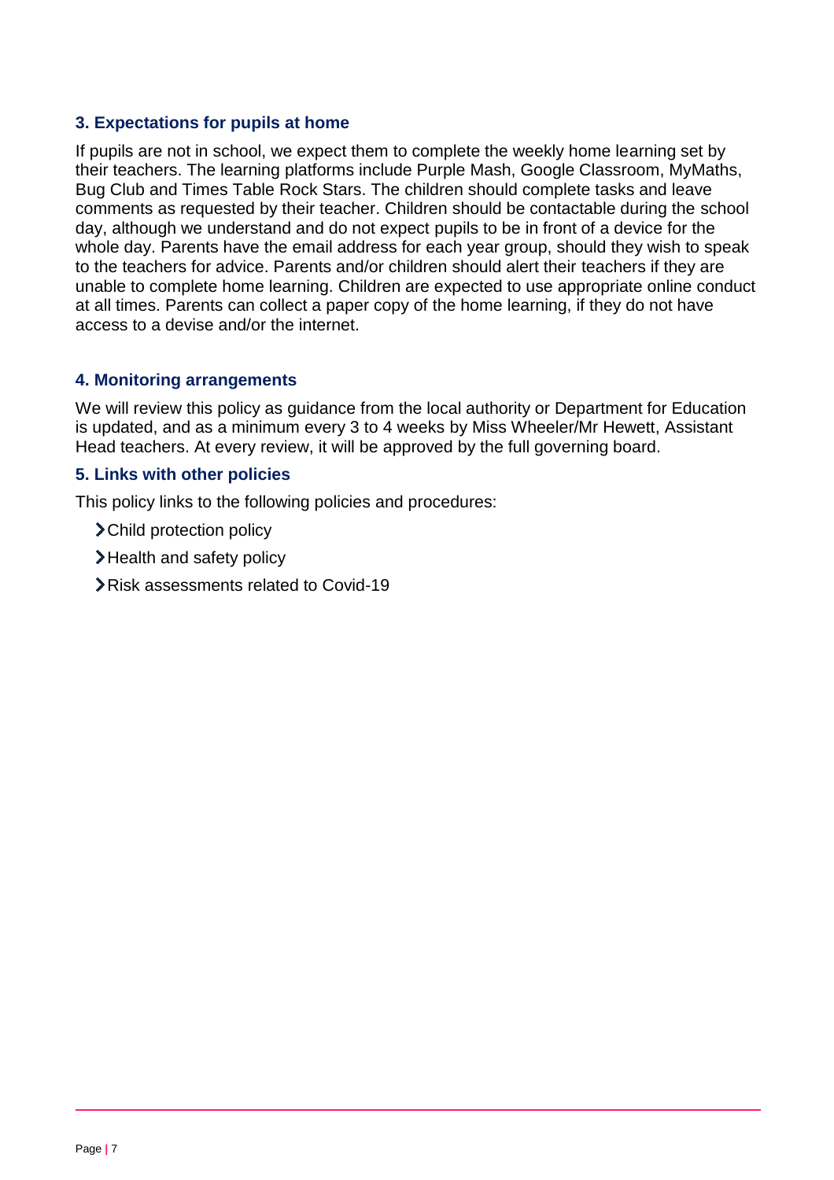### 3. Expectations for pupils at home

If pupils are not in school, we expect them to complete the weekly home learning set by their teachers. The learning platforms include Purple Mash, Google Classroom, MyMaths, Bug Club and Times Table Rock Stars. The children should complete tasks and leave comments as requested by their teacher. Children should be contactable during the school day, although we understand and do not expect pupils to be in front of a device for the whole day. Parents have the email address for each year group, should they wish to speak to the teachers for advice. Parents and/or children should alert their teachers if they are unable to complete home learning. Children are expected to use appropriate online conduct at all times. Parents can collect a paper copy of the home learning, if they do not have access to a devise and/or the internet.

### 4. Monitoring arrangements

We will review this policy as guidance from the local authority or Department for Education is updated, and as a minimum every 3 to 4 weeks by Miss Wheeler/Mr Hewett, Assistant Head teachers. At every review, it will be approved by the full governing board.

### 5. Links with other policies

This policy links to the following policies and procedures:

- Child protection policy
- Health and safety policy
- Risk assessments related to Covid-19